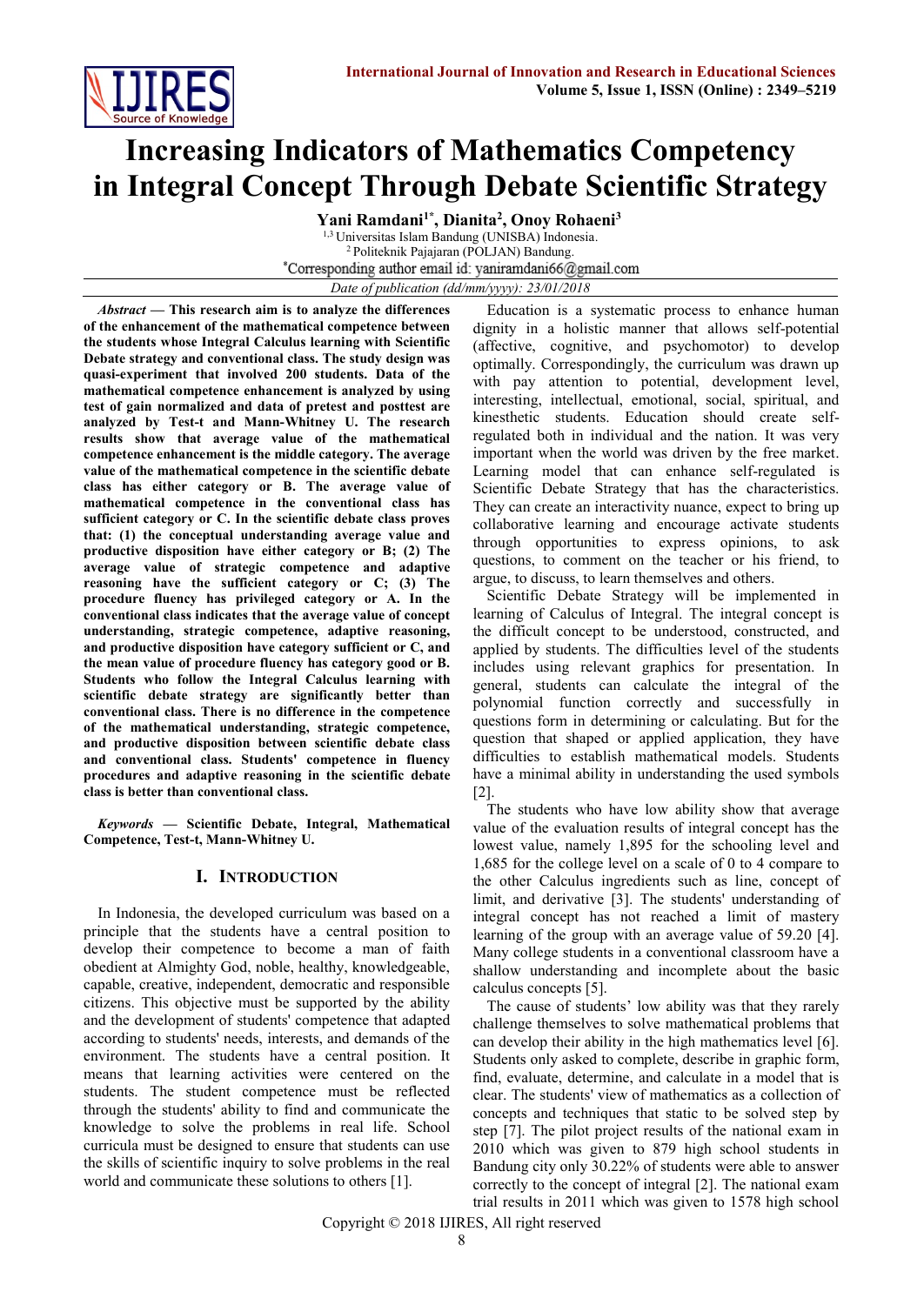# Increasing Indicators of Mathematics Competency in Integral Concept Through Debate Scientific Strategy

**Yani Ramdani[1*], Dianita[2], Onoy Rohaeni[3]**

[1,3] Universitas Islam Bandung (UNISBA) Indonesia.
[2] Politeknik Pajajaran (POLJAN) Bandung.
*Corresponding author email id: yaniramdani66@gmail.com

*Date of publication (dd/mm/yyyy): 23/01/2018*

***Abstract* — This research aim is to analyze the differences of the enhancement of the mathematical competence between the students whose Integral Calculus learning with Scientific Debate strategy and conventional class. The study design was quasi-experiment that involved 200 students. Data of the mathematical competence enhancement is analyzed by using test of gain normalized and data of pretest and posttest are analyzed by Test-t and Mann-Whitney U. The research results show that average value of the mathematical competence enhancement is the middle category. The average value of the mathematical competence in the scientific debate class has either category or B. The average value of mathematical competence in the conventional class has sufficient category or C. In the scientific debate class proves that: (1) the conceptual understanding average value and productive disposition have either category or B; (2) The average value of strategic competence and adaptive reasoning have the sufficient category or C; (3) The procedure fluency has privileged category or A. In the conventional class indicates that the average value of concept understanding, strategic competence, adaptive reasoning, and productive disposition have category sufficient or C, and the mean value of procedure fluency has category good or B. Students who follow the Integral Calculus learning with scientific debate strategy are significantly better than conventional class. There is no difference in the competence of the mathematical understanding, strategic competence, and productive disposition between scientific debate class and conventional class. Students' competence in fluency procedures and adaptive reasoning in the scientific debate class is better than conventional class.**

***Keywords* — Scientific Debate, Integral, Mathematical Competence, Test-t, Mann-Whitney U.**

## I. Introduction

In Indonesia, the developed curriculum was based on a principle that the students have a central position to develop their competence to become a man of faith obedient at Almighty God, noble, healthy, knowledgeable, capable, creative, independent, democratic and responsible citizens. This objective must be supported by the ability and the development of students' competence that adapted according to students' needs, interests, and demands of the environment. The students have a central position. It means that learning activities were centered on the students. The student competence must be reflected through the students' ability to find and communicate the knowledge to solve the problems in real life. School curricula must be designed to ensure that students can use the skills of scientific inquiry to solve problems in the real world and communicate these solutions to others [1].

Education is a systematic process to enhance human dignity in a holistic manner that allows self-potential (affective, cognitive, and psychomotor) to develop optimally. Correspondingly, the curriculum was drawn up with pay attention to potential, development level, interesting, intellectual, emotional, social, spiritual, and kinesthetic students. Education should create self-regulated both in individual and the nation. It was very important when the world was driven by the free market. Learning model that can enhance self-regulated is Scientific Debate Strategy that has the characteristics. They can create an interactivity nuance, expect to bring up collaborative learning and encourage activate students through opportunities to express opinions, to ask questions, to comment on the teacher or his friend, to argue, to discuss, to learn themselves and others.

Scientific Debate Strategy will be implemented in learning of Calculus of Integral. The integral concept is the difficult concept to be understood, constructed, and applied by students. The difficulties level of the students includes using relevant graphics for presentation. In general, students can calculate the integral of the polynomial function correctly and successfully in questions form in determining or calculating. But for the question that shaped or applied application, they have difficulties to establish mathematical models. Students have a minimal ability in understanding the used symbols [2].

The students who have low ability show that average value of the evaluation results of integral concept has the lowest value, namely 1,895 for the schooling level and 1,685 for the college level on a scale of 0 to 4 compare to the other Calculus ingredients such as line, concept of limit, and derivative [3]. The students' understanding of integral concept has not reached a limit of mastery learning of the group with an average value of 59.20 [4]. Many college students in a conventional classroom have a shallow understanding and incomplete about the basic calculus concepts [5].

The cause of students' low ability was that they rarely challenge themselves to solve mathematical problems that can develop their ability in the high mathematics level [6]. Students only asked to complete, describe in graphic form, find, evaluate, determine, and calculate in a model that is clear. The students' view of mathematics as a collection of concepts and techniques that static to be solved step by step [7]. The pilot project results of the national exam in 2010 which was given to 879 high school students in Bandung city only 30.22% of students were able to answer correctly to the concept of integral [2]. The national exam trial results in 2011 which was given to 1578 high school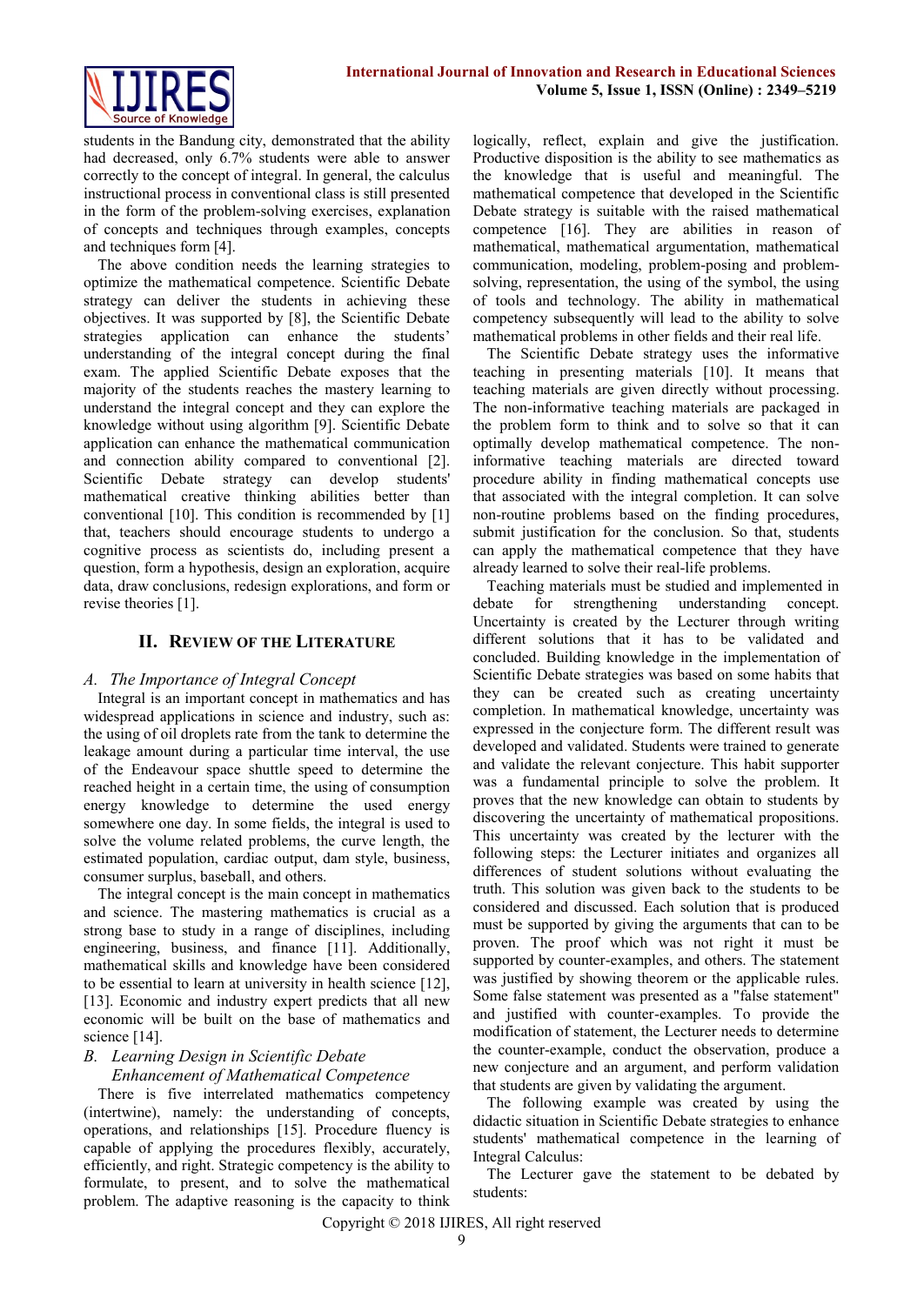students in the Bandung city, demonstrated that the ability had decreased, only 6.7% students were able to answer correctly to the concept of integral. In general, the calculus instructional process in conventional class is still presented in the form of the problem-solving exercises, explanation of concepts and techniques through examples, concepts and techniques form [4].

The above condition needs the learning strategies to optimize the mathematical competence. Scientific Debate strategy can deliver the students in achieving these objectives. It was supported by [8], the Scientific Debate strategies application can enhance the students' understanding of the integral concept during the final exam. The applied Scientific Debate exposes that the majority of the students reaches the mastery learning to understand the integral concept and they can explore the knowledge without using algorithm [9]. Scientific Debate application can enhance the mathematical communication and connection ability compared to conventional [2]. Scientific Debate strategy can develop students' mathematical creative thinking abilities better than conventional [10]. This condition is recommended by [1] that, teachers should encourage students to undergo a cognitive process as scientists do, including present a question, form a hypothesis, design an exploration, acquire data, draw conclusions, redesign explorations, and form or revise theories [1].

## II. Review of the Literature

### A. The Importance of Integral Concept

Integral is an important concept in mathematics and has widespread applications in science and industry, such as: the using of oil droplets rate from the tank to determine the leakage amount during a particular time interval, the use of the Endeavour space shuttle speed to determine the reached height in a certain time, the using of consumption energy knowledge to determine the used energy somewhere one day. In some fields, the integral is used to solve the volume related problems, the curve length, the estimated population, cardiac output, dam style, business, consumer surplus, baseball, and others.

The integral concept is the main concept in mathematics and science. The mastering mathematics is crucial as a strong base to study in a range of disciplines, including engineering, business, and finance [11]. Additionally, mathematical skills and knowledge have been considered to be essential to learn at university in health science [12], [13]. Economic and industry expert predicts that all new economic will be built on the base of mathematics and science [14].

### B. Learning Design in Scientific Debate Enhancement of Mathematical Competence

There is five interrelated mathematics competency (intertwine), namely: the understanding of concepts, operations, and relationships [15]. Procedure fluency is capable of applying the procedures flexibly, accurately, efficiently, and right. Strategic competency is the ability to formulate, to present, and to solve the mathematical problem. The adaptive reasoning is the capacity to think logically, reflect, explain and give the justification. Productive disposition is the ability to see mathematics as the knowledge that is useful and meaningful. The mathematical competence that developed in the Scientific Debate strategy is suitable with the raised mathematical competence [16]. They are abilities in reason of mathematical, mathematical argumentation, mathematical communication, modeling, problem-posing and problem-solving, representation, the using of the symbol, the using of tools and technology. The ability in mathematical competency subsequently will lead to the ability to solve mathematical problems in other fields and their real life.

The Scientific Debate strategy uses the informative teaching in presenting materials [10]. It means that teaching materials are given directly without processing. The non-informative teaching materials are packaged in the problem form to think and to solve so that it can optimally develop mathematical competence. The non-informative teaching materials are directed toward procedure ability in finding mathematical concepts use that associated with the integral completion. It can solve non-routine problems based on the finding procedures, submit justification for the conclusion. So that, students can apply the mathematical competence that they have already learned to solve their real-life problems.

Teaching materials must be studied and implemented in debate for strengthening understanding concept. Uncertainty is created by the Lecturer through writing different solutions that it has to be validated and concluded. Building knowledge in the implementation of Scientific Debate strategies was based on some habits that they can be created such as creating uncertainty completion. In mathematical knowledge, uncertainty was expressed in the conjecture form. The different result was developed and validated. Students were trained to generate and validate the relevant conjecture. This habit supporter was a fundamental principle to solve the problem. It proves that the new knowledge can obtain to students by discovering the uncertainty of mathematical propositions. This uncertainty was created by the lecturer with the following steps: the Lecturer initiates and organizes all differences of student solutions without evaluating the truth. This solution was given back to the students to be considered and discussed. Each solution that is produced must be supported by giving the arguments that can to be proven. The proof which was not right it must be supported by counter-examples, and others. The statement was justified by showing theorem or the applicable rules. Some false statement was presented as a "false statement" and justified with counter-examples. To provide the modification of statement, the Lecturer needs to determine the counter-example, conduct the observation, produce a new conjecture and an argument, and perform validation that students are given by validating the argument.

The following example was created by using the didactic situation in Scientific Debate strategies to enhance students' mathematical competence in the learning of Integral Calculus:

The Lecturer gave the statement to be debated by students: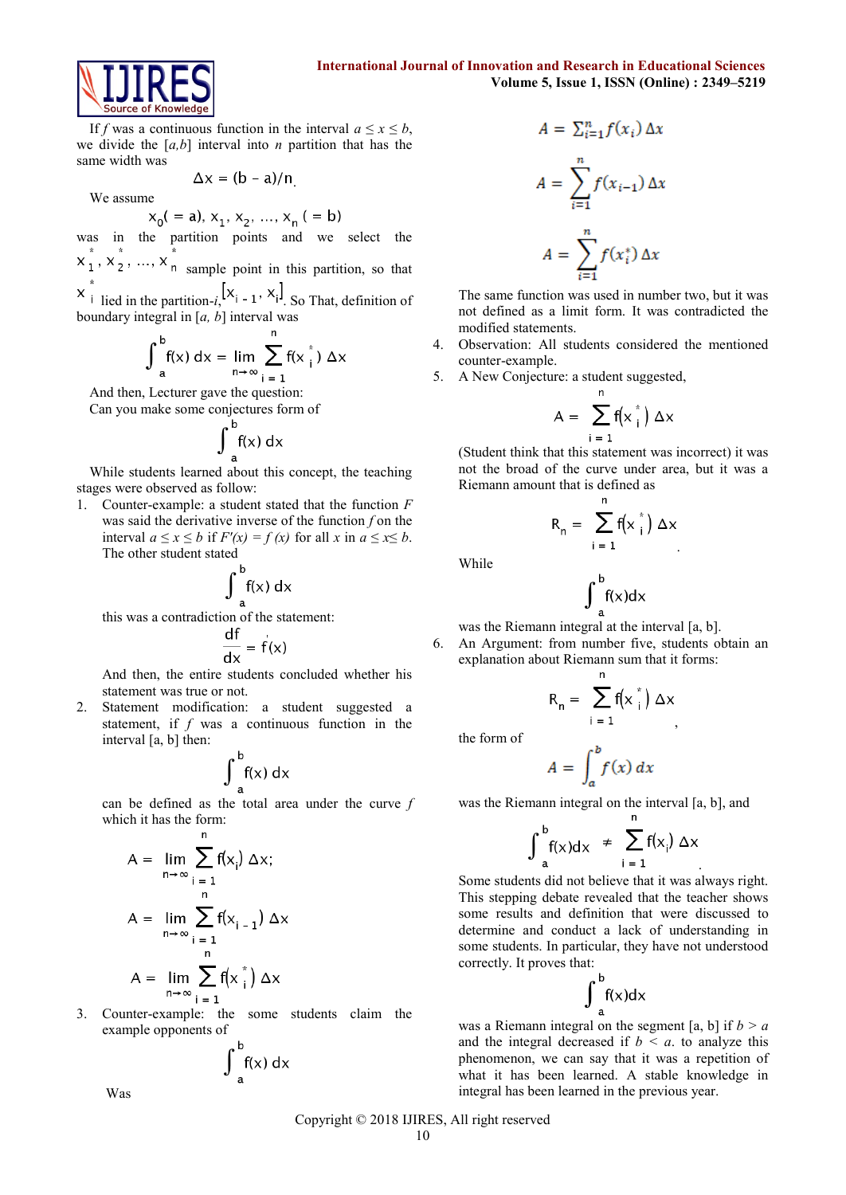If *f* was a continuous function in the interval $a \le x \le b$, we divide the $[a,b]$ interval into *n* partition that has the same width was

$$\Delta x = (b - a)/n.$$

We assume

$$x_0 (= a),\ x_1,\ x_2,\ \ldots,\ x_n\ (= b)$$

was in the partition points and we select the $x_1^*, x_2^*, \ldots, x_n^*$ sample point in this partition, so that $x_i^*$ lied in the partition-*i*, $[x_{i-1}, x_i]$. So That, definition of boundary integral in $[a, b]$ interval was

$$\int_a^b f(x)\,dx = \lim_{n\to\infty} \sum_{i=1}^{n} f(x_i^*)\,\Delta x$$

And then, Lecturer gave the question:

Can you make some conjectures form of

$$\int_a^b f(x)\,dx$$

While students learned about this concept, the teaching stages were observed as follow:

1. Counter-example: a student stated that the function *F* was said the derivative inverse of the function *f* on the interval $a \le x \le b$ if $F'(x) = f(x)$ for all *x* in $a \le x \le b$. The other student stated

   $$\int_a^b f(x)\,dx$$

   this was a contradiction of the statement:

   $$\frac{df}{dx} = f'(x)$$

   And then, the entire students concluded whether his statement was true or not.
2. Statement modification: a student suggested a statement, if *f* was a continuous function in the interval [a, b] then:

   $$\int_a^b f(x)\,dx$$

   can be defined as the total area under the curve *f* which it has the form:

   $$A = \lim_{n\to\infty} \sum_{i=1}^{n} f(x_i)\,\Delta x;$$

   $$A = \lim_{n\to\infty} \sum_{i=1}^{n} f(x_{i-1})\,\Delta x$$

   $$A = \lim_{n\to\infty} \sum_{i=1}^{n} f(x_i^*)\,\Delta x$$
3. Counter-example: the some students claim the example opponents of

   $$\int_a^b f(x)\,dx$$

   Was

   $$A = \sum_{i=1}^{n} f(x_i)\,\Delta x$$

   $$A = \sum_{i=1}^{n} f(x_{i-1})\,\Delta x$$

   $$A = \sum_{i=1}^{n} f(x_i^*)\,\Delta x$$

   The same function was used in number two, but it was not defined as a limit form. It was contradicted the modified statements.
4. Observation: All students considered the mentioned counter-example.
5. A New Conjecture: a student suggested,

   $$A = \sum_{i=1}^{n} f(x_i^*)\,\Delta x$$

   (Student think that this statement was incorrect) it was not the broad of the curve under area, but it was a Riemann amount that is defined as

   $$R_n = \sum_{i=1}^{n} f(x_i^*)\,\Delta x.$$

   While

   $$\int_a^b f(x)dx$$

   was the Riemann integral at the interval [a, b].
6. An Argument: from number five, students obtain an explanation about Riemann sum that it forms:

   $$R_n = \sum_{i=1}^{n} f(x_i^*)\,\Delta x,$$

   the form of

   $$A = \int_a^b f(x)\,dx$$

   was the Riemann integral on the interval [a, b], and

   $$\int_a^b f(x)dx \ne \sum_{i=1}^{n} f(x_i)\,\Delta x.$$

Some students did not believe that it was always right. This stepping debate revealed that the teacher shows some results and definition that were discussed to determine and conduct a lack of understanding in some students. In particular, they have not understood correctly. It proves that:

$$\int_a^b f(x)dx$$

was a Riemann integral on the segment [a, b] if $b > a$ and the integral decreased if $b < a$. to analyze this phenomenon, we can say that it was a repetition of what it has been learned. A stable knowledge in integral has been learned in the previous year.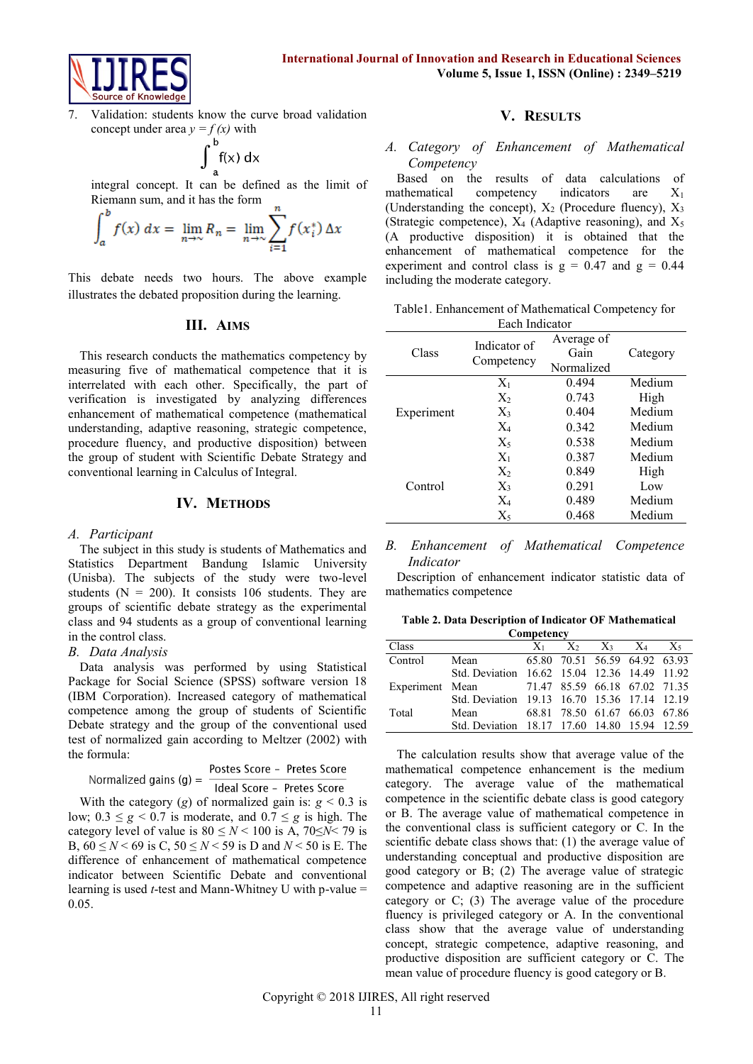7. Validation: students know the curve broad validation concept under area $y = f(x)$ with

$$\int_a^b f(x)\, dx$$

integral concept. It can be defined as the limit of Riemann sum, and it has the form

$$\int_a^b f(x)\, dx = \lim_{n\to\sim} R_n = \lim_{n\to\sim} \sum_{i=1}^{n} f(x_i^*)\, \Delta x$$

This debate needs two hours. The above example illustrates the debated proposition during the learning.

## III. Aims

This research conducts the mathematics competency by measuring five of mathematical competence that it is interrelated with each other. Specifically, the part of verification is investigated by analyzing differences enhancement of mathematical competence (mathematical understanding, adaptive reasoning, strategic competence, procedure fluency, and productive disposition) between the group of student with Scientific Debate Strategy and conventional learning in Calculus of Integral.

## IV. Methods

### *A. Participant*

The subject in this study is students of Mathematics and Statistics Department Bandung Islamic University (Unisba). The subjects of the study were two-level students (N = 200). It consists 106 students. They are groups of scientific debate strategy as the experimental class and 94 students as a group of conventional learning in the control class.

### *B. Data Analysis*

Data analysis was performed by using Statistical Package for Social Science (SPSS) software version 18 (IBM Corporation). Increased category of mathematical competence among the group of students of Scientific Debate strategy and the group of the conventional used test of normalized gain according to Meltzer (2002) with the formula:

$$\text{Normalized gains (g)} = \frac{\text{Postes Score} - \text{Pretes Score}}{\text{Ideal Score} - \text{Pretes Score}}$$

With the category ($g$) of normalized gain is: $g < 0.3$ is low; $0.3 \le g < 0.7$ is moderate, and $0.7 \le g$ is high. The category level of value is $80 \le N < 100$ is A, $70 \le N < 79$ is B, $60 \le N < 69$ is C, $50 \le N < 59$ is D and $N < 50$ is E. The difference of enhancement of mathematical competence indicator between Scientific Debate and conventional learning is used $t$-test and Mann-Whitney U with p-value = 0.05.

## V. Results

### *A. Category of Enhancement of Mathematical Competency*

Based on the results of data calculations of mathematical competency indicators are $X_1$ (Understanding the concept), $X_2$ (Procedure fluency), $X_3$ (Strategic competence), $X_4$ (Adaptive reasoning), and $X_5$ (A productive disposition) it is obtained that the enhancement of mathematical competence for the experiment and control class is g = 0.47 and g = 0.44 including the moderate category.

Table1. Enhancement of Mathematical Competency for Each Indicator

| Class | Indicator of Competency | Average of Gain Normalized | Category |
|---|---|---|---|
| Experiment | $X_1$ | 0.494 | Medium |
| | $X_2$ | 0.743 | High |
| | $X_3$ | 0.404 | Medium |
| | $X_4$ | 0.342 | Medium |
| | $X_5$ | 0.538 | Medium |
| Control | $X_1$ | 0.387 | Medium |
| | $X_2$ | 0.849 | High |
| | $X_3$ | 0.291 | Low |
| | $X_4$ | 0.489 | Medium |
| | $X_5$ | 0.468 | Medium |

### *B. Enhancement of Mathematical Competence Indicator*

Description of enhancement indicator statistic data of mathematics competence

**Table 2. Data Description of Indicator OF Mathematical Competency**

| Class | | $X_1$ | $X_2$ | $X_3$ | $X_4$ | $X_5$ |
|---|---|---|---|---|---|---|
| Control | Mean | 65.80 | 70.51 | 56.59 | 64.92 | 63.93 |
| | Std. Deviation | 16.62 | 15.04 | 12.36 | 14.49 | 11.92 |
| Experiment | Mean | 71.47 | 85.59 | 66.18 | 67.02 | 71.35 |
| | Std. Deviation | 19.13 | 16.70 | 15.36 | 17.14 | 12.19 |
| Total | Mean | 68.81 | 78.50 | 61.67 | 66.03 | 67.86 |
| | Std. Deviation | 18.17 | 17.60 | 14.80 | 15.94 | 12.59 |

The calculation results show that average value of the mathematical competence enhancement is the medium category. The average value of the mathematical competence in the scientific debate class is good category or B. The average value of mathematical competence in the conventional class is sufficient category or C. In the scientific debate class shows that: (1) the average value of understanding conceptual and productive disposition are good category or B; (2) The average value of strategic competence and adaptive reasoning are in the sufficient category or C; (3) The average value of the procedure fluency is privileged category or A. In the conventional class show that the average value of understanding concept, strategic competence, adaptive reasoning, and productive disposition are sufficient category or C. The mean value of procedure fluency is good category or B.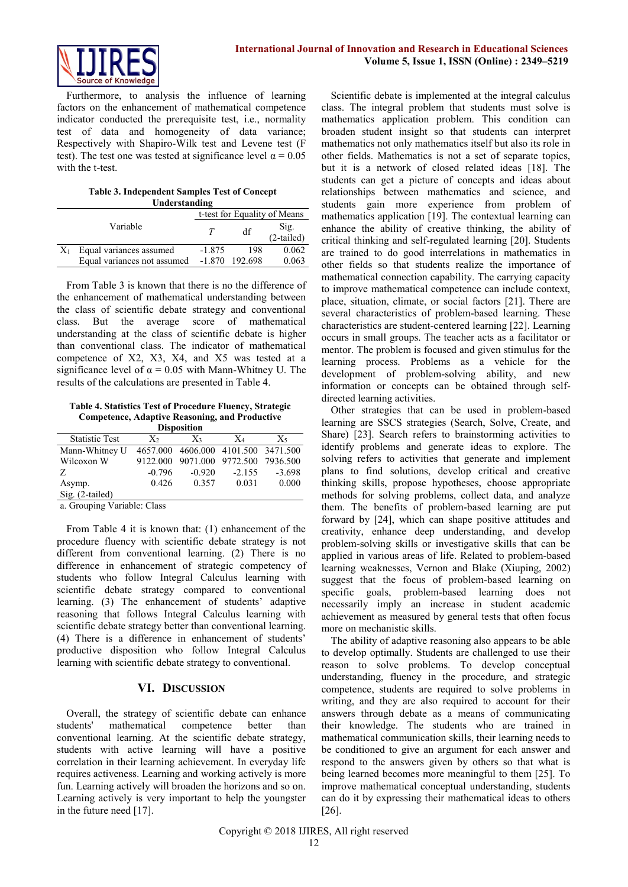Furthermore, to analysis the influence of learning factors on the enhancement of mathematical competence indicator conducted the prerequisite test, i.e., normality test of data and homogeneity of data variance; Respectively with Shapiro-Wilk test and Levene test (F test). The test one was tested at significance level $\alpha = 0.05$ with the t-test.

**Table 3. Independent Samples Test of Concept Understanding**

| Variable | | t-test for Equality of Means | | |
|---|---|---|---|---|
| | | $T$ | df | Sig. (2-tailed) |
| $X_1$ | Equal variances assumed | -1.875 | 198 | 0.062 |
| | Equal variances not assumed | -1.870 | 192.698 | 0.063 |

From Table 3 is known that there is no the difference of the enhancement of mathematical understanding between the class of scientific debate strategy and conventional class. But the average score of mathematical understanding at the class of scientific debate is higher than conventional class. The indicator of mathematical competence of X2, X3, X4, and X5 was tested at a significance level of $\alpha = 0.05$ with Mann-Whitney U. The results of the calculations are presented in Table 4.

**Table 4. Statistics Test of Procedure Fluency, Strategic Competence, Adaptive Reasoning, and Productive Disposition**

| Statistic Test | $X_2$ | $X_3$ | $X_4$ | $X_5$ |
|---|---|---|---|---|
| Mann-Whitney U | 4657.000 | 4606.000 | 4101.500 | 3471.500 |
| Wilcoxon W | 9122.000 | 9071.000 | 9772.500 | 7936.500 |
| Z | -0.796 | -0.920 | -2.155 | -3.698 |
| Asymp. Sig. (2-tailed) | 0.426 | 0.357 | 0.031 | 0.000 |

a. Grouping Variable: Class

From Table 4 it is known that: (1) enhancement of the procedure fluency with scientific debate strategy is not different from conventional learning. (2) There is no difference in enhancement of strategic competency of students who follow Integral Calculus learning with scientific debate strategy compared to conventional learning. (3) The enhancement of students' adaptive reasoning that follows Integral Calculus learning with scientific debate strategy better than conventional learning. (4) There is a difference in enhancement of students' productive disposition who follow Integral Calculus learning with scientific debate strategy to conventional.

## VI. Discussion

Overall, the strategy of scientific debate can enhance students' mathematical competence better than conventional learning. At the scientific debate strategy, students with active learning will have a positive correlation in their learning achievement. In everyday life requires activeness. Learning and working actively is more fun. Learning actively will broaden the horizons and so on. Learning actively is very important to help the youngster in the future need [17].

Scientific debate is implemented at the integral calculus class. The integral problem that students must solve is mathematics application problem. This condition can broaden student insight so that students can interpret mathematics not only mathematics itself but also its role in other fields. Mathematics is not a set of separate topics, but it is a network of closed related ideas [18]. The students can get a picture of concepts and ideas about relationships between mathematics and science, and students gain more experience from problem of mathematics application [19]. The contextual learning can enhance the ability of creative thinking, the ability of critical thinking and self-regulated learning [20]. Students are trained to do good interrelations in mathematics in other fields so that students realize the importance of mathematical connection capability. The carrying capacity to improve mathematical competence can include context, place, situation, climate, or social factors [21]. There are several characteristics of problem-based learning. These characteristics are student-centered learning [22]. Learning occurs in small groups. The teacher acts as a facilitator or mentor. The problem is focused and given stimulus for the learning process. Problems as a vehicle for the development of problem-solving ability, and new information or concepts can be obtained through self-directed learning activities.

Other strategies that can be used in problem-based learning are SSCS strategies (Search, Solve, Create, and Share) [23]. Search refers to brainstorming activities to identify problems and generate ideas to explore. The solving refers to activities that generate and implement plans to find solutions, develop critical and creative thinking skills, propose hypotheses, choose appropriate methods for solving problems, collect data, and analyze them. The benefits of problem-based learning are put forward by [24], which can shape positive attitudes and creativity, enhance deep understanding, and develop problem-solving skills or investigative skills that can be applied in various areas of life. Related to problem-based learning weaknesses, Vernon and Blake (Xiuping, 2002) suggest that the focus of problem-based learning on specific goals, problem-based learning does not necessarily imply an increase in student academic achievement as measured by general tests that often focus more on mechanistic skills.

The ability of adaptive reasoning also appears to be able to develop optimally. Students are challenged to use their reason to solve problems. To develop conceptual understanding, fluency in the procedure, and strategic competence, students are required to solve problems in writing, and they are also required to account for their answers through debate as a means of communicating their knowledge. The students who are trained in mathematical communication skills, their learning needs to be conditioned to give an argument for each answer and respond to the answers given by others so that what is being learned becomes more meaningful to them [25]. To improve mathematical conceptual understanding, students can do it by expressing their mathematical ideas to others [26].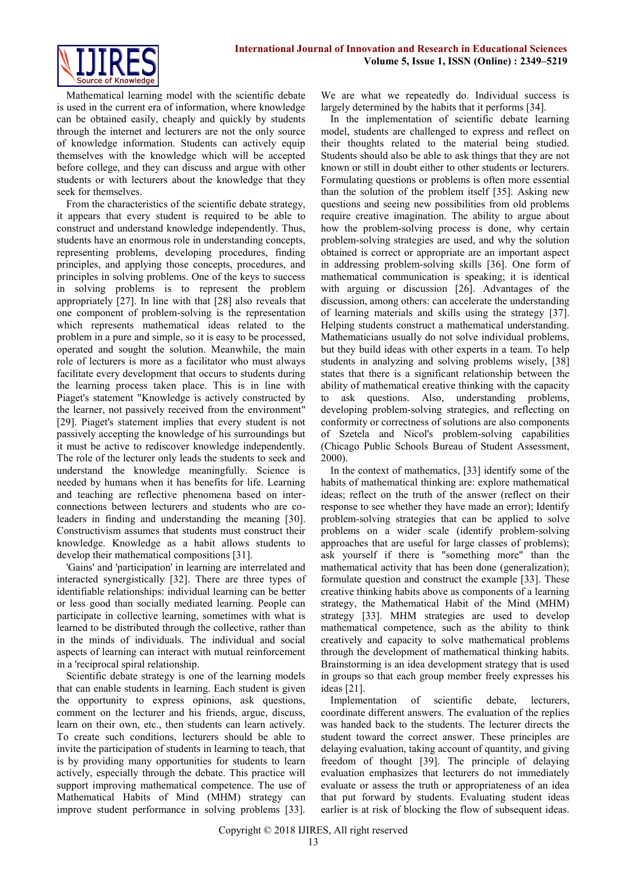Mathematical learning model with the scientific debate is used in the current era of information, where knowledge can be obtained easily, cheaply and quickly by students through the internet and lecturers are not the only source of knowledge information. Students can actively equip themselves with the knowledge which will be accepted before college, and they can discuss and argue with other students or with lecturers about the knowledge that they seek for themselves.

From the characteristics of the scientific debate strategy, it appears that every student is required to be able to construct and understand knowledge independently. Thus, students have an enormous role in understanding concepts, representing problems, developing procedures, finding principles, and applying those concepts, procedures, and principles in solving problems. One of the keys to success in solving problems is to represent the problem appropriately [27]. In line with that [28] also reveals that one component of problem-solving is the representation which represents mathematical ideas related to the problem in a pure and simple, so it is easy to be processed, operated and sought the solution. Meanwhile, the main role of lecturers is more as a facilitator who must always facilitate every development that occurs to students during the learning process taken place. This is in line with Piaget's statement "Knowledge is actively constructed by the learner, not passively received from the environment" [29]. Piaget's statement implies that every student is not passively accepting the knowledge of his surroundings but it must be active to rediscover knowledge independently. The role of the lecturer only leads the students to seek and understand the knowledge meaningfully. Science is needed by humans when it has benefits for life. Learning and teaching are reflective phenomena based on inter-connections between lecturers and students who are co-leaders in finding and understanding the meaning [30]. Constructivism assumes that students must construct their knowledge. Knowledge as a habit allows students to develop their mathematical compositions [31].

'Gains' and 'participation' in learning are interrelated and interacted synergistically [32]. There are three types of identifiable relationships: individual learning can be better or less good than socially mediated learning. People can participate in collective learning, sometimes with what is learned to be distributed through the collective, rather than in the minds of individuals. The individual and social aspects of learning can interact with mutual reinforcement in a 'reciprocal spiral relationship.

Scientific debate strategy is one of the learning models that can enable students in learning. Each student is given the opportunity to express opinions, ask questions, comment on the lecturer and his friends, argue, discuss, learn on their own, etc., then students can learn actively. To create such conditions, lecturers should be able to invite the participation of students in learning to teach, that is by providing many opportunities for students to learn actively, especially through the debate. This practice will support improving mathematical competence. The use of Mathematical Habits of Mind (MHM) strategy can improve student performance in solving problems [33]. We are what we repeatedly do. Individual success is largely determined by the habits that it performs [34].

In the implementation of scientific debate learning model, students are challenged to express and reflect on their thoughts related to the material being studied. Students should also be able to ask things that they are not known or still in doubt either to other students or lecturers. Formulating questions or problems is often more essential than the solution of the problem itself [35]. Asking new questions and seeing new possibilities from old problems require creative imagination. The ability to argue about how the problem-solving process is done, why certain problem-solving strategies are used, and why the solution obtained is correct or appropriate are an important aspect in addressing problem-solving skills [36]. One form of mathematical communication is speaking; it is identical with arguing or discussion [26]. Advantages of the discussion, among others: can accelerate the understanding of learning materials and skills using the strategy [37]. Helping students construct a mathematical understanding. Mathematicians usually do not solve individual problems, but they build ideas with other experts in a team. To help students in analyzing and solving problems wisely, [38] states that there is a significant relationship between the ability of mathematical creative thinking with the capacity to ask questions. Also, understanding problems, developing problem-solving strategies, and reflecting on conformity or correctness of solutions are also components of Szetela and Nicol's problem-solving capabilities (Chicago Public Schools Bureau of Student Assessment, 2000).

In the context of mathematics, [33] identify some of the habits of mathematical thinking are: explore mathematical ideas; reflect on the truth of the answer (reflect on their response to see whether they have made an error); Identify problem-solving strategies that can be applied to solve problems on a wider scale (identify problem-solving approaches that are useful for large classes of problems); ask yourself if there is "something more" than the mathematical activity that has been done (generalization); formulate question and construct the example [33]. These creative thinking habits above as components of a learning strategy, the Mathematical Habit of the Mind (MHM) strategy [33]. MHM strategies are used to develop mathematical competence, such as the ability to think creatively and capacity to solve mathematical problems through the development of mathematical thinking habits. Brainstorming is an idea development strategy that is used in groups so that each group member freely expresses his ideas [21].

Implementation of scientific debate, lecturers, coordinate different answers. The evaluation of the replies was handed back to the students. The lecturer directs the student toward the correct answer. These principles are delaying evaluation, taking account of quantity, and giving freedom of thought [39]. The principle of delaying evaluation emphasizes that lecturers do not immediately evaluate or assess the truth or appropriateness of an idea that put forward by students. Evaluating student ideas earlier is at risk of blocking the flow of subsequent ideas.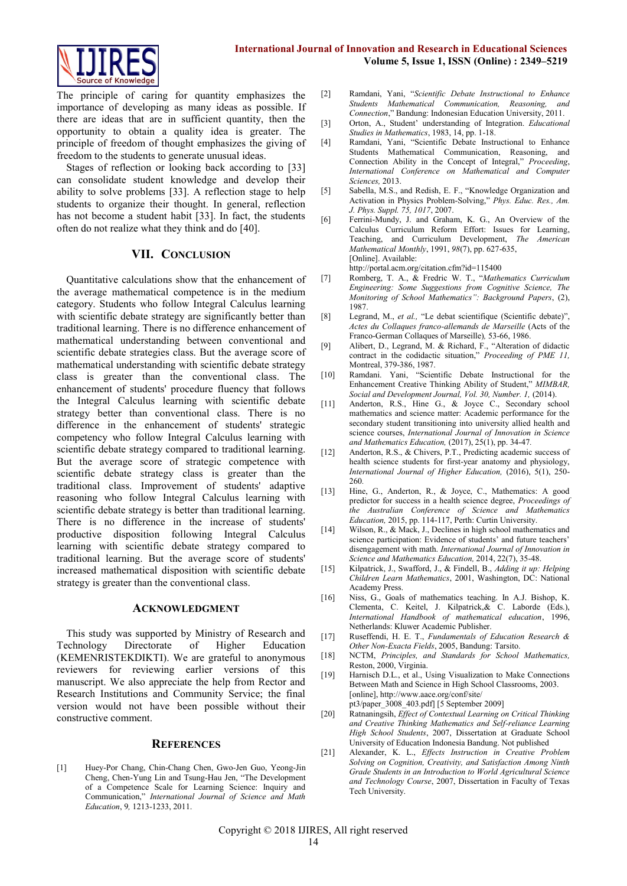The principle of caring for quantity emphasizes the importance of developing as many ideas as possible. If there are ideas that are in sufficient quantity, then the opportunity to obtain a quality idea is greater. The principle of freedom of thought emphasizes the giving of freedom to the students to generate unusual ideas.

Stages of reflection or looking back according to [33] can consolidate student knowledge and develop their ability to solve problems [33]. A reflection stage to help students to organize their thought. In general, reflection has not become a student habit [33]. In fact, the students often do not realize what they think and do [40].

## VII. Conclusion

Quantitative calculations show that the enhancement of the average mathematical competence is in the medium category. Students who follow Integral Calculus learning with scientific debate strategy are significantly better than traditional learning. There is no difference enhancement of mathematical understanding between conventional and scientific debate strategies class. But the average score of mathematical understanding with scientific debate strategy class is greater than the conventional class. The enhancement of students' procedure fluency that follows the Integral Calculus learning with scientific debate strategy better than conventional class. There is no difference in the enhancement of students' strategic competency who follow Integral Calculus learning with scientific debate strategy compared to traditional learning. But the average score of strategic competence with scientific debate strategy class is greater than the traditional class. Improvement of students' adaptive reasoning who follow Integral Calculus learning with scientific debate strategy is better than traditional learning. There is no difference in the increase of students' productive disposition following Integral Calculus learning with scientific debate strategy compared to traditional learning. But the average score of students' increased mathematical disposition with scientific debate strategy is greater than the conventional class.

### Acknowledgment

This study was supported by Ministry of Research and Technology Directorate of Higher Education (KEMENRISTEKDIKTI). We are grateful to anonymous reviewers for reviewing earlier versions of this manuscript. We also appreciate the help from Rector and Research Institutions and Community Service; the final version would not have been possible without their constructive comment.

### References

[1] Huey-Por Chang, Chin-Chang Chen, Gwo-Jen Guo, Yeong-Jin Cheng, Chen-Yung Lin and Tsung-Hau Jen, "The Development of a Competence Scale for Learning Science: Inquiry and Communication," *International Journal of Science and Math Education*, *9,* 1213-1233, 2011.

[2] Ramdani, Yani, "*Scientific Debate Instructional to Enhance Students Mathematical Communication, Reasoning, and Connection*," Bandung: Indonesian Education University, 2011.

[3] Orton, A., Student' understanding of Integration. *Educational Studies in Mathematics*, 1983, 14, pp. 1-18.

[4] Ramdani, Yani, "Scientific Debate Instructional to Enhance Students Mathematical Communication, Reasoning, and Connection Ability in the Concept of Integral," *Proceeding*, *International Conference on Mathematical and Computer Sciences,* 2013.

[5] Sabella, M.S., and Redish, E. F., "Knowledge Organization and Activation in Physics Problem-Solving," *Phys. Educ. Res., Am. J. Phys. Suppl. 75, 1017*, 2007.

[6] Ferrini-Mundy, J. and Graham, K. G., An Overview of the Calculus Curriculum Reform Effort: Issues for Learning, Teaching, and Curriculum Development, *The American Mathematical Monthly*, 1991, *98*(7), pp. 627-635, [Online]. Available: http://portal.acm.org/citation.cfm?id=115400

[7] Romberg, T. A., & Fredric W. T., "*Mathematics Curriculum Engineering: Some Suggestions from Cognitive Science, The Monitoring of School Mathematics": Background Papers*, (2), 1987.

[8] Legrand, M., *et al.,* "Le debat scientifique (Scientific debate)", *Actes du Collaques franco-allemands de Marseille* (Acts of the Franco-German Collaques of Marseille)*,* 53-66, 1986.

[9] Alibert, D., Legrand, M. & Richard, F., "Alteration of didactic contract in the codidactic situation," *Proceeding of PME 11,* Montreal, 379-386, 1987.

[10] Ramdani. Yani, "Scientific Debate Instructional for the Enhancement Creative Thinking Ability of Student," *MIMBAR, Social and Development Journal, Vol. 30, Number. 1,* (2014).

[11] Anderton, R.S., Hine G., & Joyce C., Secondary school mathematics and science matter: Academic performance for the secondary student transitioning into university allied health and science courses, *International Journal of Innovation in Science and Mathematics Education,* (2017), 25(1), pp. 34-47*.*

[12] Anderton, R.S., & Chivers, P.T., Predicting academic success of health science students for first-year anatomy and physiology, *International Journal of Higher Education,* (2016), 5(1), 250-260*.*

[13] Hine, G., Anderton, R., & Joyce, C., Mathematics: A good predictor for success in a health science degree, *Proceedings of the Australian Conference of Science and Mathematics Education,* 2015, pp. 114-117, Perth: Curtin University.

[14] Wilson, R., & Mack, J., Declines in high school mathematics and science participation: Evidence of students' and future teachers' disengagement with math. *International Journal of Innovation in Science and Mathematics Education,* 2014, 22(7), 35-48.

[15] Kilpatrick, J., Swafford, J., & Findell, B., *Adding it up: Helping Children Learn Mathematics*, 2001, Washington, DC: National Academy Press.

[16] Niss, G., Goals of mathematics teaching. In A.J. Bishop, K. Clementa, C. Keitel, J. Kilpatrick,& C. Laborde (Eds.), *International Handbook of mathematical education*, 1996, Netherlands: Kluwer Academic Publisher.

[17] Ruseffendi, H. E. T., *Fundamentals of Education Research & Other Non-Exacta Fields*, 2005, Bandung: Tarsito.

[18] NCTM, *Principles, and Standards for School Mathematics,* Reston, 2000, Virginia.

[19] Harnisch D.L., et al., Using Visualization to Make Connections Between Math and Science in High School Classrooms, 2003. [online], http://www.aace.org/conf/site/pt3/paper_3008_403.pdf] [5 September 2009]

[20] Ratnaningsih, *Effect of Contextual Learning on Critical Thinking and Creative Thinking Mathematics and Self-reliance Learning High School Students*, 2007, Dissertation at Graduate School University of Education Indonesia Bandung. Not published

[21] Alexander, K. L., *Effects Instruction in Creative Problem Solving on Cognition, Creativity, and Satisfaction Among Ninth Grade Students in an Introduction to World Agricultural Science and Technology Course*, 2007, Dissertation in Faculty of Texas Tech University.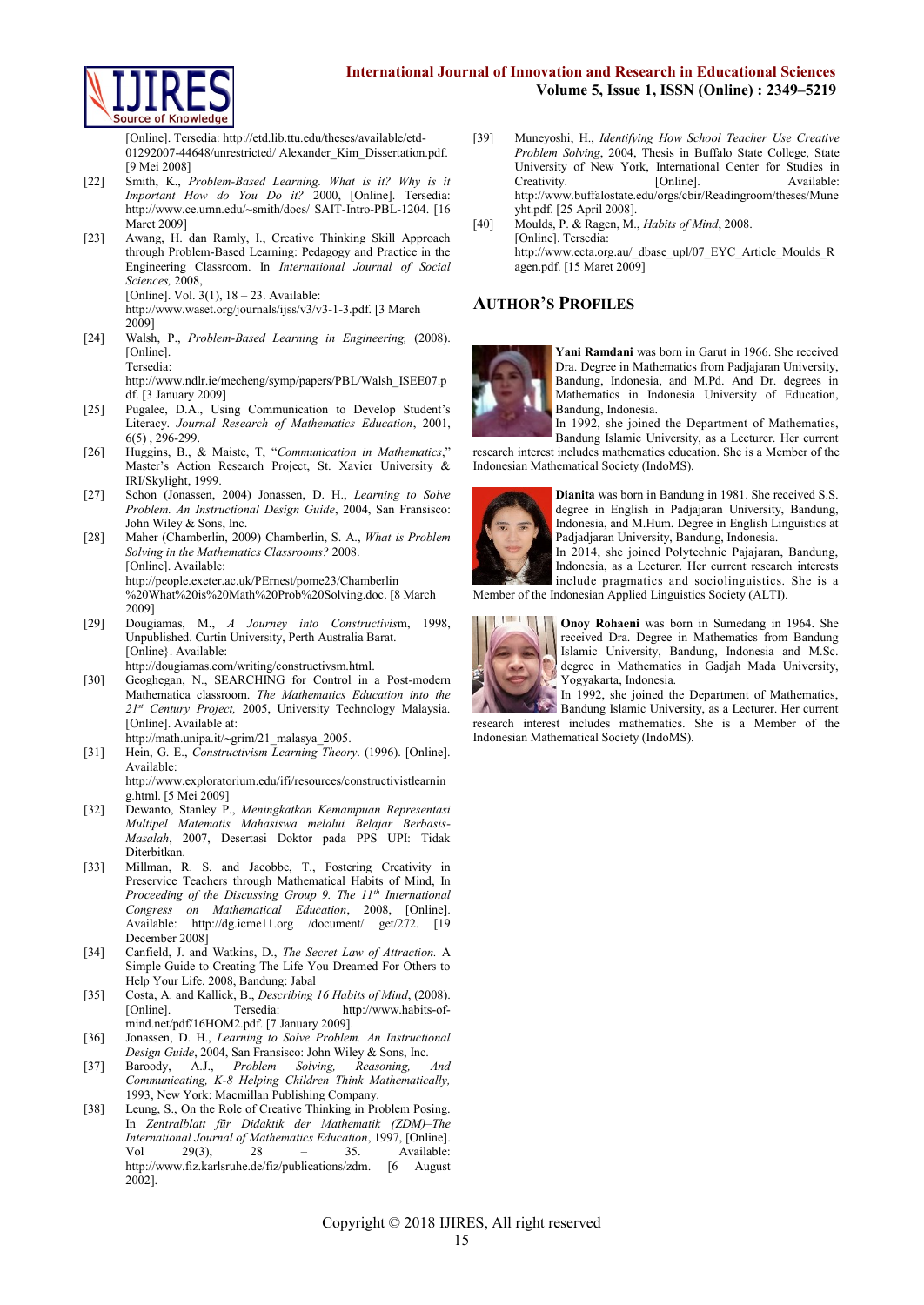[Online]. Tersedia: http://etd.lib.ttu.edu/theses/available/etd-01292007-44648/unrestricted/ Alexander_Kim_Dissertation.pdf. [9 Mei 2008]

[22] Smith, K., *Problem-Based Learning. What is it? Why is it Important How do You Do it?* 2000, [Online]. Tersedia: http://www.ce.umn.edu/~smith/docs/ SAIT-Intro-PBL-1204. [16 Maret 2009]

[23] Awang, H. dan Ramly, I., Creative Thinking Skill Approach through Problem-Based Learning: Pedagogy and Practice in the Engineering Classroom. In *International Journal of Social Sciences,* 2008, [Online]. Vol. 3(1), 18 – 23. Available: http://www.waset.org/journals/ijss/v3/v3-1-3.pdf. [3 March 2009]

[24] Walsh, P., *Problem-Based Learning in Engineering,* (2008). [Online]. Tersedia: http://www.ndlr.ie/mecheng/symp/papers/PBL/Walsh_ISEE07.pdf. [3 January 2009]

[25] Pugalee, D.A., Using Communication to Develop Student's Literacy. *Journal Research of Mathematics Education*, 2001, 6(5) , 296-299.

[26] Huggins, B., & Maiste, T, "*Communication in Mathematics*," Master's Action Research Project, St. Xavier University & IRI/Skylight, 1999.

[27] Schon (Jonassen, 2004) Jonassen, D. H., *Learning to Solve Problem. An Instructional Design Guide*, 2004, San Fransisco: John Wiley & Sons, Inc.

[28] Maher (Chamberlin, 2009) Chamberlin, S. A., *What is Problem Solving in the Mathematics Classrooms?* 2008. [Online]. Available: http://people.exeter.ac.uk/PErnest/pome23/Chamberlin%20What%20is%20Math%20Prob%20Solving.doc. [8 March 2009]

[29] Dougiamas, M., *A Journey into Constructivis*m, 1998, Unpublished. Curtin University, Perth Australia Barat. [Online}. Available: http://dougiamas.com/writing/constructivsm.html.

[30] Geoghegan, N., SEARCHING for Control in a Post-modern Mathematica classroom. *The Mathematics Education into the 21st Century Project,* 2005, University Technology Malaysia. [Online]. Available at: http://math.unipa.it/~grim/21_malasya_2005.

[31] Hein, G. E., *Constructivism Learning Theory*. (1996). [Online]. Available: http://www.exploratorium.edu/ifi/resources/constructivistlearning.html. [5 Mei 2009]

[32] Dewanto, Stanley P., *Meningkatkan Kemampuan Representasi Multipel Matematis Mahasiswa melalui Belajar Berbasis-Masalah*, 2007, Desertasi Doktor pada PPS UPI: Tidak Diterbitkan.

[33] Millman, R. S. and Jacobbe, T., Fostering Creativity in Preservice Teachers through Mathematical Habits of Mind, In *Proceeding of the Discussing Group 9. The 11th International Congress on Mathematical Education*, 2008, [Online]. Available: http://dg.icme11.org /document/ get/272. [19 December 2008]

[34] Canfield, J. and Watkins, D., *The Secret Law of Attraction.* A Simple Guide to Creating The Life You Dreamed For Others to Help Your Life. 2008, Bandung: Jabal

[35] Costa, A. and Kallick, B., *Describing 16 Habits of Mind*, (2008). [Online]. Tersedia: http://www.habits-of-mind.net/pdf/16HOM2.pdf. [7 January 2009].

[36] Jonassen, D. H., *Learning to Solve Problem. An Instructional Design Guide*, 2004, San Fransisco: John Wiley & Sons, Inc.

[37] Baroody, A.J., *Problem Solving, Reasoning, And Communicating, K-8 Helping Children Think Mathematically,* 1993, New York: Macmillan Publishing Company.

[38] Leung, S., On the Role of Creative Thinking in Problem Posing. In *Zentralblatt für Didaktik der Mathematik (ZDM)–The International Journal of Mathematics Education*, 1997, [Online]. Vol 29(3), 28 – 35. Available: http://www.fiz.karlsruhe.de/fiz/publications/zdm. [6 August 2002].

[39] Muneyoshi, H., *Identifying How School Teacher Use Creative Problem Solving*, 2004, Thesis in Buffalo State College, State University of New York, International Center for Studies in Creativity. [Online]. Available: http://www.buffalostate.edu/orgs/cbir/Readingroom/theses/Muneyht.pdf. [25 April 2008].

[40] Moulds, P. & Ragen, M., *Habits of Mind*, 2008. [Online]. Tersedia: http://www.ecta.org.au/_dbase_upl/07_EYC_Article_Moulds_Ragen.pdf. [15 Maret 2009]

## Author's Profiles

**Yani Ramdani** was born in Garut in 1966. She received Dra. Degree in Mathematics from Padjajaran University, Bandung, Indonesia, and M.Pd. And Dr. degrees in Mathematics in Indonesia University of Education, Bandung, Indonesia.
In 1992, she joined the Department of Mathematics, Bandung Islamic University, as a Lecturer. Her current research interest includes mathematics education. She is a Member of the Indonesian Mathematical Society (IndoMS).

**Dianita** was born in Bandung in 1981. She received S.S. degree in English in Padjajaran University, Bandung, Indonesia, and M.Hum. Degree in English Linguistics at Padjadjaran University, Bandung, Indonesia.
In 2014, she joined Polytechnic Pajajaran, Bandung, Indonesia, as a Lecturer. Her current research interests include pragmatics and sociolinguistics. She is a Member of the Indonesian Applied Linguistics Society (ALTI).

**Onoy Rohaeni** was born in Sumedang in 1964. She received Dra. Degree in Mathematics from Bandung Islamic University, Bandung, Indonesia and M.Sc. degree in Mathematics in Gadjah Mada University, Yogyakarta, Indonesia.
In 1992, she joined the Department of Mathematics, Bandung Islamic University, as a Lecturer. Her current research interest includes mathematics. She is a Member of the Indonesian Mathematical Society (IndoMS).